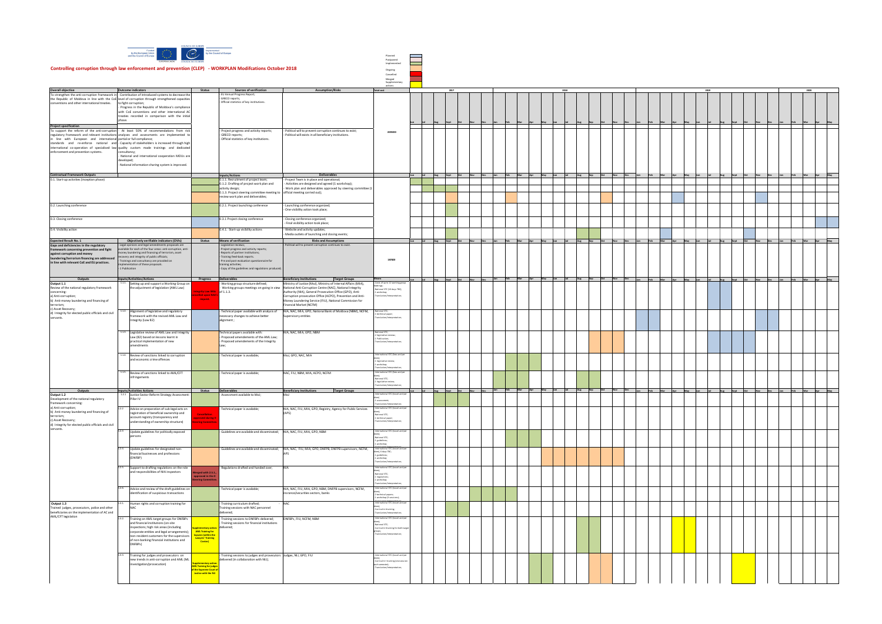# Controlling corruption through law enforcement and prevention (CLEP) - WORKPLAN Modifcations October 2018

Funded by the European Union and the Council of Europe — Implemented by the Council of Europe

Legend: Planned; Postponed; Implemented; Ongoing; Cancelled; Merged; Supplementary actions

| Overall objective | Outcome indicators | Status | Sources of verification | Assumption/Risks | Total cost |
|---|---|---|---|---|---|
| To strengthen the anti-corruption framework in the Republic of Moldova in line with the CoE conventions and other international treaties. | - Contribution of introduced systems to decrease the level of corruption through strengthened capacities to fight corruption;<br>- Progress in the Republic of Moldova's compliance with CoE conventions and other international AC treaties recorded in comparison with the initial phase. | | - EU Annual Progress Report;<br>- GRECO reports;<br>- Official statistics of key institutions. | | 2225000 |
| **Project specification** | | | | | |
| To support the reform of the anti-corruption regulatory framework and relevant institutions in line with European and international standards and re-enforce national and international co-operation of specialised law enforcement and prevention systems. | - At least 50% of recommendations from risk analyses and assessments are implemented to partial or full compliance;<br>- Capacity of stakeholders is increased through high quality custom made trainings and dedicated consultancy;<br>- National and international cooperation MOUs are developed;<br>- National information sharing system is improved. | | - Project progress and activity reports;<br>- GRECO reports;<br>- Official statistics of key institutions. | - Political will to prevent corruption continues to exist;<br>- Political will exists in all beneficiary institutions. | |

| Contractual Framework Outputs | Inputs/Actions | Deliverables |
|---|---|---|
| 0.1. Start-up activities (inception phase) | 0.1.1. Recruitment of project team;<br>0.1.2. Drafting of project work plan and activity design;<br>0.1.3. Project steering committee meeting to review work plan and deliverables; | - Project Team is in place and operational;<br>- Activities are designed and agreed (1 workshop);<br>- Work plan and deliverables approved by steering committee (1 official meeting carried out); |
| 0.2. Launching conference | 0.2.1. Project launching conference | - Launching conference organized;<br>- One visibility action took place; |
| 0.3. Closing conference | 0.3.1 Project closing conference | - Closing conference organized;<br>- Final visibility action took place; |
| 0.4. Visibility action | 0.4.1. Start-up visibility actions | - Website and activity updates;<br>- Media outlets of launching and closing events; |

| Expected Result No. 1 | Objectively verifiable indicators (OVIs) | Status | Means of verification | Risks and Assumptions | Total cost |
|---|---|---|---|---|---|
| Gaps and deficiencies in the regulatory framework concerning prevention and fight against corruption and money laundering/terrorism financing are addressed in line with relevant CoE and EU practices. | - Legal opinions and legal amendments proposals are available for each of the four areas: anti-corruption, anti-money laundering and financing of terrorism, asset recovery and integrity of public officials;<br>- Trainings and consultancy are provided on implementation of these proposals.<br>- 1 Publication | | - Legislation reviews;<br>- Project progress and activity reports;<br>- Reports of partner institutions;<br>- Training feed-back reports;<br>- Pre and post evaluation questionnaire for training activities;<br>- Copy of the guidelines and regulations produced; | - Political will to prevent corruption continues to exist. | 147800 |

| Outputs | Inputs/Activities/Actions | Progress | Deliverables | Beneficiary Institutions / Target Groups | Means |
|---|---|---|---|---|---|
| **Output 1.1**<br>Review of the national regulatory framework concerning:<br>a) Anti-corruption;<br>b) Anti-money laundering and financing of terrorism;<br>c) Asset Recovery;<br>d) Integrity for elected public officials and civil servants. | 1.1.1. Setting up and support a Working Group on the adjustment of legislation (AML Law) | Integrity Law (WG) cancelled upon MOJ request. | - Working group structure defined;<br>- Working groups meetings on-going in view of 1.1.3. | Ministry of Justice (MoJ), Ministry of Internal Affairs (MIA), National Anti-Corruption Centre (NAC), National Integrity Authority (NIA), General Prosecution Office (GPO), Anti-Corruption prosecution Office (ACPO), Prevention and Anti-Money Laundering Service (FIU), National Commission for Financial Market (NCFM) | - Costs of up to 12 working group meetings;<br>- National STC (10 days TBC);<br>- 1 workshop;<br>- Translation/interpretation; |
| | 1.1.2. Alignment of legislative and regulatory framework with the revised AML Law and Integrity (Law 82) | | - Technical paper available with analysis of necessary changes to achieve better alignment; | NIA, NAC, MIA, GPO, National Bank of Moldova (NBM), NCFM, Supervisory entities | - National STC;<br>- 1 technical paper;<br>- Translation/interpretation; |
| | 1.1.3. Legislative review of AML Law and Integrity Law (82) based on lessons learnt in practical implementation of new amendments | | Technical papers available with:<br>- Proposed amendements of the AML Law;<br>- Proposed amendements of the Integrity Law; | NIA, NAC, MIA, GPO, NBM | - National STC;<br>- 2 legislative reviews;<br>- 1 Publication;<br>- Translation/interpretation; |
| | 1.1.4. Review of sanctions linked to corruption and economic crime offences | | - Technical paper is available; | MoJ, GPO, NAC, MIA | - International STC (fees and per diem);<br>- 1 legislative review;<br>- 1 workshop;<br>- Translation/interpretation; |
| | 1.1.5. Review of sanctions linked to AML/CFT infringements | | - Technical paper is available; | NAC, FIU, NBM, MIA, ACPO, NCFM | - International STC (fees and per diem);<br>- National STC;<br>- 1 legislative review;<br>- Translation/interpretation; |

| Outputs | Inputs/Activities Actions | Status | Deliverables | Beneficiary Institutions / Target Groups | Means |
|---|---|---|---|---|---|
| **Output 1.2**<br>Development of the national regulatory framework concerning:<br>a) Anti-corruption;<br>b) Anti-money laundering and financing of terrorism;<br>c) Asset Recovery;<br>d) Integrity for elected public officials and civil servants. | 1.2.1. Justice Sector Reform Strategy Assessment: Pillar IV | | - Assessment available to MoJ; | MoJ | - International STC (travel and per diem);<br>- 1 assessment;<br>- Translation/interpretation; |
| | 1.2.2. Advice on preparation of sub-legal acts on registration of beneficial ownership and account registry (transparency and understanding of ownership structure) | Cancelled as approved during 3 Steering Committee | - Technical paper is available; | NIA, NAC, FIU, MIA, GPO, Registry, Agency for Public Services (APS) | - International STC (travel and per diem);<br>- National STC;<br>- 1 technical paper;<br>- Translation/interpretation; |
| | 1.2.3. Update guidelines for politically exposed persons | | - Guidelines are available and disseminated; | NIA, NAC, FIU, MIA, GPO, NBM | - International STC (travel and per diem);<br>- National STC;<br>- 1 guidelines;<br>- 1 workshop; |
| | 1.2.4. Update guidelines for designated non-financial businesses and professions (DNFBP) | | - Guidelines are available and disseminated; | NIA, NAC, FIU, MIA, GPO, DNFPB, DNFPB supervisors, NCFM, APS | - International STC (travel and per diem), 6 days TBC;<br>- 1 guidelines;<br>- 1 workshop;<br>- Translation/interpretation; |
| | 1.2.5. Support to drafting regulations on the role and responsibilities of NIA inspectors | Merged with 2.3.1, approved in the 3 Steering Committee | - Regulations drafted and handed over; | NIA | - International STC (travel and per diem);<br>- National STC;<br>- 1 regulations;<br>- 1 workshop;<br>- Translation/interpretation; |
| | 1.2.6. Advice and review of the draft guidelines on identification of suspicious transactions | | - Technical paper is available; | NIA, NAC, FIU, MIA, GPO, NBM, DNFPB supervisors, NCFM, insurance/securities sectors, banks | - International STC (travel and per diem);<br>- 2 technical papers;<br>- 1 workshop (3 sessions); |
| **Output 1.3**<br>Trained judges, prosecutors, police and other beneficiaries on the implementation of AC and AML/CFT legislation | 1.3.1. Human rights and corruption training for NAC | | - Training curriculum drafted;<br>- Training sessions with NAC personnel delivered; | NAC | - International STC (travel and per diem);<br>- Curricula in training;<br>- Translation/interpretation; |
| | 1.3.2. Training on AML target groups for DNFBPs and financial institutions (on-site inspections; high risk areas (including corporate entities and legal arrangements); non-resident customers for the supervisors of non-banking financial institutions and DNFBPs) | Supplementary action: AML Training for lawyers (within the Lawyers' Training Center) | - Training sessions to DNFBPs delivered;<br>- Training sessions for financial institutions delivered; | DNFBPs, FIU, NCFM, NBM | - International STC (travel and per diem);<br>- National STC;<br>- Curricula in training for both target groups;<br>- Translation/interpretation; |
| | 1.3.3. Training for judges and prosecutors on new trends in anti-corruption and AML (ML investigation/prosecution) | Supplementary action: AML Training for judges of the Supreme Court of Justice with the NIJ | - Training sessions to judges and prosecutors delivered (in collaboration with NIJ); | Judges, NIJ, GPO, FIU | - International STC (travel and per diem);<br>- Curricula in training (interactive with cases);<br>- Translation/interpretation; |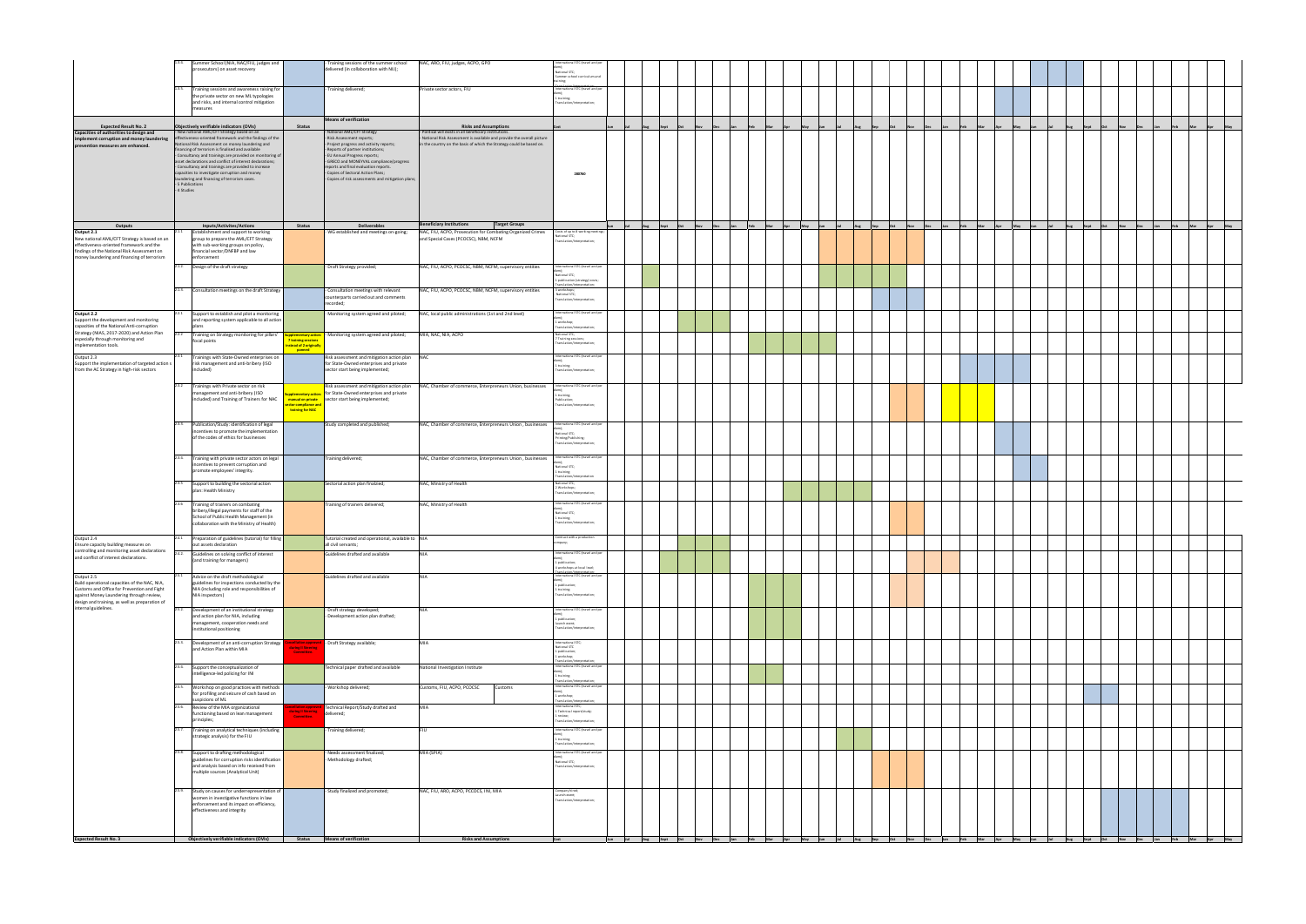| | | | | | | |
|---|---|---|---|---|---|---|
| | 1.3.6 Summer School (NIA, NAC/FIU, judges and prosecutors) on asset recovery | | - Training sessions of the summer school delivered (in collaboration with NIJ); | NAC, ARO, FIU, judges, ACPO, GPO | | International STC (travel and per diem); National STC; Summer school curriculum and training; |
| | 1.3.6 Training sessions and awareness raising for the private sector on new ML typologies and risks; and internal control mitigation measures | | - Training delivered; | Private sector actors, FIU | | International STC (travel and per diem); 1 training; Translation/interpretation; |

| Expected Result No. 2 | Objectively verifiable indicators (OVIs) | Status | Means of verification | Risks and Assumptions | Cost |
|---|---|---|---|---|---|
| Capacities of authorities to design and implement corruption and money laundering prevention measures are enhanced. | - New national AML/CFT strategy based on an effectiveness-oriented framework and the findings of the National Risk Assessment on money laundering and financing of terrorism is finalised and available<br>- Consultancy and trainings are provided on monitoring of asset declarations and conflict of interest declarations;<br>- Consultancy and trainings are provided to increase capacities to investigate corruption and money laundering and financing of terrorism cases.<br>- 5 Publications<br>- 4 Studies | | - National AML/CFT Strategy;<br>- Risk Assessment reports;<br>- Project progress and activity reports;<br>- Reports of partner institutions;<br>- EU Annual Progress reports;<br>- GRECO and MONEYVAL compliance/progress reports and final evaluation reports.<br>- Copies of Sectoral Action Plans;<br>- Copies of risk assessments and mitigation plans; | - Political will exists in all beneficiary institutions<br>- National Risk Assessment is available and provide the overall picture in the country on the basis of which the Strategy could be based on. | 288760 |

| Outputs | Inputs/Activities/Actions | | Status | Deliverables | Beneficiary Institutions | Target Groups | Cost |
|---|---|---|---|---|---|---|---|
| **Output 2.1**<br>New national AML/CFT Strategy is based on an effectiveness-oriented framework and the findings of the National Risk Assessment on money laundering and financing of terrorism | 2.1.1 | Establishment and support to working group to prepare the AML/CFT Strategy with sub-working groups on policy, financial sector/DNFBP and law enforcement | | - WG established and meetings on-going; | NAC, FIU, ACPO, Prosecution for Combating Organized Crimes and Special Cases (PCOCSC), NBM, NCFM | | Costs of up to 8 working meetings; National STC; Translation/interpretation; |
| | 2.1.2 | Design of the draft strategy | | - Draft Strategy provided; | NAC, FIU, ACPO, PCOCSC, NBM, NCFM, supervisory entities | | International STC (travel and per diem); National STC; 1 publication (strategy) costs; Translation/interpretation; |
| | 2.1.3 | Consultation meetings on the draft Strategy | | - Consultation meetings with relevant counterparts carried out and comments recorded; | NAC, FIU, ACPO, PCOCSC, NBM, NCFM, supervisory entities | | 3 workshops; National STC; Translation/interpretation; |
| **Output 2.2**<br>Support the development and monitoring capacities of the National Anti-corruption Strategy (NIAS, 2017-2020) and Action Plan especially through monitoring and implementation tools. | 2.2.1 | Support to establish and pilot a monitoring and reporting system applicable to all action plans | | - Monitoring system agreed and piloted; | NAC, local public administrations (1st and 2nd level) | | International STC (travel and per diem); 1 workshop; Translation/interpretation; |
| | 2.2.2 | Training on Strategy monitoring for pillars' focal points | Supplementary action: 7 training sessions instead of 2 originally planned | - Monitoring system agreed and piloted; | NIA, NAC, NIA, ACPO | | National STC; 7 Training sessions; Translation/interpretation; |
| **Output 2.3**<br>Support the implementation of targeted action s from the AC Strategy in high-risk sectors | 2.3.1 | Trainings with State-Owned enterprises on risk management and anti-bribery (ISO included) | | Risk assessment and mitigation action plan for State-Owned enterprises and private sector start being implemented; | NAC | | International STC (travel and per diem); 1 training; Translation/interpretation; |
| | 2.3.2 | Trainings with Private sector on risk management and anti-bribery (ISO included) and Training of Trainers for NAC | Supplementary action: manual on private sector compliance and training for NAC | Risk assessment and mitigation action plan for State-Owned enterprises and private sector start being implemented; | NAC, Chamber of commerce, Enterpreneurs Union, businesses | | International STC (travel and per diem); 1 training; Publication; Translation/interpretation; |
| | 2.3.3 | Publication/Study: identification of legal incentives to promote the implementation of the codes of ethics for businesses | | Study completed and published; | NAC, Chamber of commerce, Enterpreneurs Union , businesses | | International STC (travel and per diem); National STC; Printing/Publishing; Translation/interpretation; |
| | 2.3.4 | Training with private sector actors on legal incentives to prevent corruption and promote employees' integrity. | | Training delivered; | NAC, Chamber of commerce, Enterpreneurs Union , businesses | | International STC (travel and per diem); National STC; 1 training; Translation/interpretation; |
| | 2.3.5 | Support to building the sectorial action plan: Health Ministry | | Sectorial action plan finalized; | NAC, Ministry of Health | | National STC; 2 Workshops; Translation/interpretation; |
| | 2.3.6 | Training of trainers on combating bribery/illegal payments for staff of the School of Public Health Management (in collaboration with the Ministry of Health) | | Training of trainers delivered; | NAC, Ministry of Health | | International STC (travel and per diem); National STC; 1 training; Translation/interpretation; |
| **Output 2.4**<br>Ensure capacity building measures on controlling and monitoring asset declarations and conflict of interest declarations. | 2.4.1 | Preparation of guidelines (tutorial) for filling out assets declaration | | Tutorial created and operational, available to all civil servants; | NIA | | Contract with a production company; |
| | 2.4.2 | Guidelines on solving conflict of interest (and training for managers) | | Guidelines drafted and available | NIA | | International STC (travel and per diem); 1 publication; 4 workshops at local level; Translation/interpretation; |
| **Output 2.5**<br>Build operational capacities of the NAC, NIA, Customs and Office for Prevention and Fight against Money Laundering through review, design and training, as well as preparation of internal guidelines. | 2.5.1 | Advice on the draft methodological guidelines for inspections conducted by the NIA (including role and responsibilities of NIA inspectors) | | Guidelines drafted and available | NIA | | International STC (travel and per diem); 1 publication; 1 training; Translation/interpretation; |
| | 2.5.2 | Development of an institutional strategy and action plan for NIA, including management, cooperation needs and institutional positioning | | - Draft strategy developed;<br>- Development action plan drafted; | NIA | | International STC (travel and per diem); 1 publication; launch event; Translation/interpretation; |
| | 2.5.3 | Development of an anti-corruption Strategy and Action Plan within MIA | | - Draft Strategy available; | MIA | | International STC; National STC; 1 publication; 1 workshop; Translation/interpretation; |
| | 2.5.4 | Support the conceptualization of intelligence-led policing for INI | | Technical paper drafted and available | National Investigation Institute | | International STC (travel and per diem); 1 training; Translation/interpretation; |
| | 2.5.5 | Workshop on good practices with methods for profiling and seizure of cash based on suspicions of ML | | - Workshop delivered; | Customs, FIU, ACPO, PCOCSC | Customs | International STC (travel and per diem); 1 workshop; Translation/interpretation; |
| | 2.5.6 | Review of the MIA organizational functioning based on lean management principles; | | Technical Report/Study drafted and delivered; | MIA | | International STC; 1 Technical report/study; 1 review; Translation/interpretation; |
| | 2.5.7 | Training on analytical techniques (including strategic analysis) for the FIU | | - Training delivered; | FIU | | International STC (travel and per diem); 1 training; Translation/interpretation; |
| | 2.5.8 | Support to drafting methodological guidelines for corruption risks identification and analysis based on info received from multiple sources (Analytical Unit) | | - Needs assessment finalized;<br>- Methodology drafted; | MIA (SPIA) | | International STC (travel and per diem); National STC; Translation/interpretation; |
| | 2.5.9 | Study on causes for underrepresentation of women in investigative functions in law enforcement and its impact on efficiency, effectiveness and integrity | | - Study finalized and promoted; | NAC, FIU, ARO, ACPO, PCCOCS, INI, MIA | | Company hired; Launch event; Translation/interpretation; |

| Expected Result No. 3 | Objectively verifiable indicators (OVIs) | Status | Means of verification | Risks and Assumptions | Cost |
|---|---|---|---|---|---|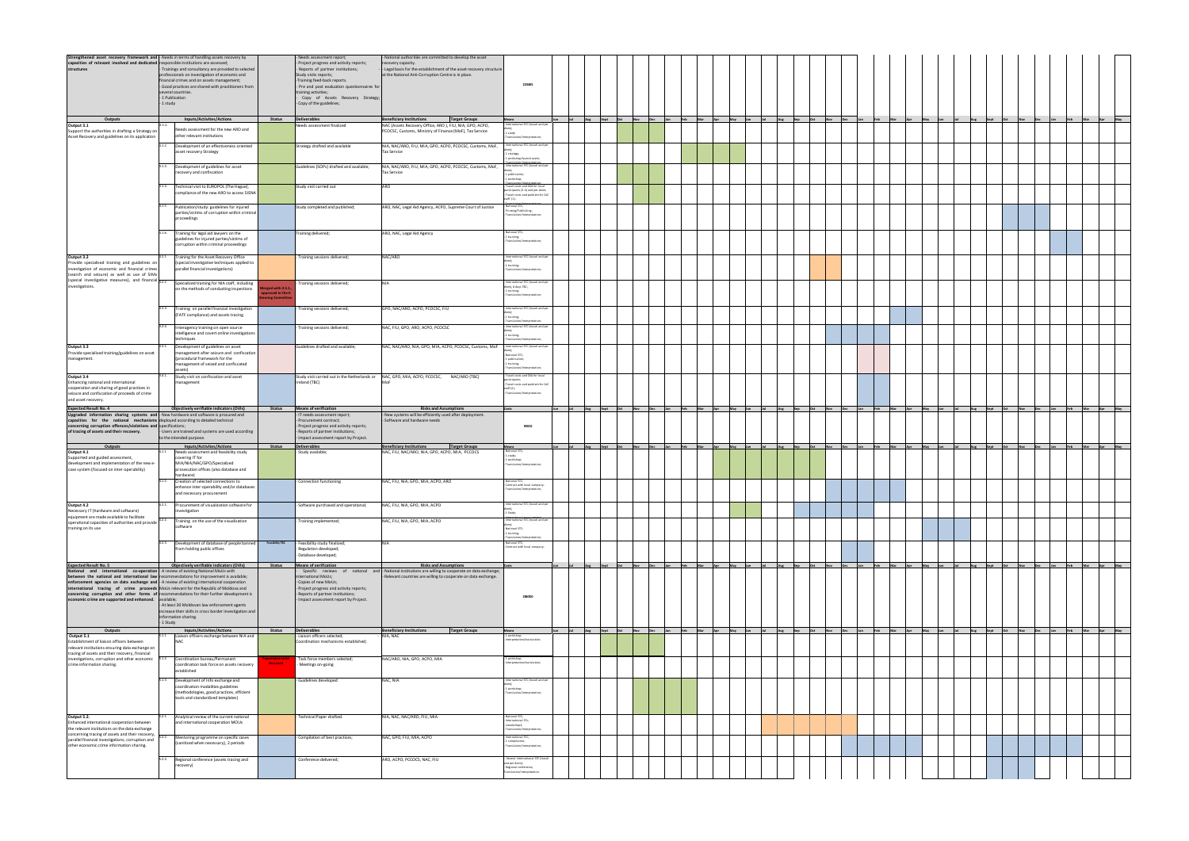| Strengthened asset recovery framework and capacities of relevant involved and dedicated structures | - Needs in terms of handling assets recovery by responsible institutions are assessed;<br>- Trainings and consultancy are provided to selected professionals on investigation of economic and financial crimes and on assets management;<br>- Good practices are shared with practitioners from several countries.<br>- 1 Publication<br>- 1 study | | - Needs assessment report;<br>- Project progress and activity reports;<br>- Reports of partner institutions;<br>Study visits reports;<br>-Training feed-back reports.<br>- Pre and post evaluation questionnaires for training activities;<br>- Copy of Assets Recovery Strategy;<br>- Copy of the guidelines; | - National authorities are committed to develop the asset recovery capacity.<br>- Legal basis for the establishment of the asset recovery structure at the National Anti-Corruption Centre is in place. | 225405 |
|---|---|---|---|---|---|

| Outputs | | Inputs/Activities/Actions | Status | Deliverables | Beneficiary Institutions / Target Groups | Means |
|---|---|---|---|---|---|---|
| **Output 3.1**<br>Support the authorities in drafting a Strategy on Asset Recovery and guidelines on its application | 3.1.1 | Needs assessment for the new ARO and other relevant institutions | | Needs assessment finalized | NAC (Assets Recovery Office, ARO ), FIU, NIA, GPO, ACPO, PCOCSC, Customs, Ministry of Finance (MoF), Tax Service | - International STC (travel and per diem);<br>1 study;<br>- Translation/interpretation; |
| | 3.1.2 | Development of an effectiveness oriented asset recovery Strategy | | Strategy drafted and available | NIA, NAC/ARO, FIU, MIA, GPO, ACPO, PCOCSC, Customs, MoF, Tax Service | - International STC (travel and per diem);<br>1 strategy;<br>1 workshop/launch event;<br>- Translation/interpretation; |
| | 3.1.3 | Development of guidelines for asset recovery and confiscation | | Guidelines (SOPs) drafted and available; | NIA, NAC/ARO, FIU, MIA, GPO, ACPO, PCOCSC, Customs, MoF, Tax Service | - International STC (travel and per diem);<br>1 publication;<br>1 workshop;<br>- Translation/interpretation; |
| | 3.1.4 | Technical visit to EUROPOL (The Hague), compliance of the new ARO to access SIENA | | Study visit carried out | ARO | - Travel costs and DSA for local participants (3-4) and per diem;<br>- Travel costs and per diem for CoE staff (1);<br>- Translation/interpretation; |
| | 3.1.5 | Publication/study: guidelines for injured parties/victims of corruption within criminal proceedings | | Study completed and published; | ARO, NAC, Legal Aid Agency, ACPO, Supreme Court of Justice | - National STC;<br>- Printing/Publishing;<br>- Translation/interpretation; |
| | 3.1.6 | Training for legal aid lawyers on the guidelines for injured parties/victims of corruption within criminal proceedings | | Training delivered; | ARO, NAC, Legal Aid Agency | - National STC;<br>1 training;<br>- Translation/interpretation; |
| **Output 3.2**<br>Provide specialised training and guidelines on investigation of economic and financial crimes (search and seizure) as well as use of SIMs (special investigative measures), and financial investigations. | 3.2.1 | Training for the Asset Recovery Office (special investigative techniques applied to parallel financial investigations) | | - Training sessions delivered; | NAC/ARO | - International STC (travel and per diem);<br>1 training;<br>- Translation/interpretation; |
| | 3.2.2 | Specialized training for NIA staff, including on the methods of conducting inspections | Merged with 2.3.1, approved in the II Steering Committee | - Training sessions delivered; | NIA | - International STC (travel and per diem), 8 days TBC;<br>1 training;<br>- Translation/interpretation; |
| | 3.2.3 | Training on parallel financial investigation (FATF compliance) and assets tracing | | - Training sessions delivered; | GPO, NAC/ARO, ACPO, PCOCSC, FIU | - International STC (travel and per diem);<br>1 training;<br>- Translation/interpretation; |
| | 3.2.4 | Interagency training on open source intelligence and covert online investigations techniques | | - Training sessions delivered; | NAC, FIU, GPO, ARO, ACPO, PCOCSC | - International STC (travel and per diem);<br>1 training;<br>- Translation/interpretation; |
| **Output 3.3**<br>Provide specialised training/guidelines on asset management. | 3.3.1 | Development of guidelines on asset management after seizure and confiscation (procedural framework for the management of seized and confiscated assets) | | Guidelines drafted and available; | NAC, NAC/ARO, NIA, GPO, MIA, ACPO, PCOCSC, Customs, MoF | - International STC (travel and per diem);<br>- National STC;<br>1 publication;<br>1 training;<br>- Translation/interpretation; |
| **Output 3.4**<br>Enhancing national and international cooperation and sharing of good practices in seizure and confiscation of proceeds of crime and asset recovery. | 3.4.1 | Study visit on confiscation and asset management | | Study visit carried out in the Netherlands or Ireland (TBC) | NAC, GPO, MIA, ACPO, PCOCSC, NAC/ARO (TBC) MoF | - Travel costs and DSA for local participants;<br>- Travel costs and per diem for CoE staff (1);<br>- Translation/interpretation; |

| Expected Result N. 4 | Objectively verifiable indicators (OVIs) | Status | Means of verification | Risks and Assumptions | Costs |
|---|---|---|---|---|---|
| **Upgraded information sharing systems and capacities for the national mechanisms concerning corruption offences/violations and of tracing of assets and their recovery.** | - New hardware and software is procured and deployed according to detailed technical specifications;<br>- Users are trained and systems are used according to the intended purpose. | | - IT needs assessment report;<br>- Procurement contract;<br>- Project progress and activity reports;<br>- Reports of partner institutions;<br>- Impact assessment report by Project. | - New systems will be efficiently used after deployment.<br>- Software and hardware needs | 95915 |

| Outputs | | Inputs/Activities/Actions | Status | Deliverables | Beneficiary Institutions / Target Groups | Means |
|---|---|---|---|---|---|---|
| **Output 4.1**<br>Supported and guided assessment, development and implementation of the new e-case system (focused on inter-operability) | 4.1.1 | Needs assessment and feasibility study covering IT for MIA/NIA/NAC/GPO/Specialized prosecution offices (also database and hardware) | | - Study available; | NAC, FIU, NAC/ARO, NIA, GPO, ACPO, MIA, PCOCSC | - National STC;<br>1 study;<br>1 workshop;<br>- Translation/interpretation; |
| | 4.1.2 | Creation of selected connections to enhance inter-operability and/or databases and necessary procurement | | - Connection functioning | NAC, FIU, NIA, GPO, MIA, ACPO, ARO | - National STC;<br>Contract with local company;<br>- Translation/interpretation; |
| **Output 4.2**<br>Necessary IT (hardware and software) equipment are made available to facilitate operational capacities of authorities and provide training on its use | 4.2.1 | Procurement of visualization software for investigation | | - Software purchased and operational; | NAC, FIU, NIA, GPO, MIA, ACPO | - International STC (travel and per diem);<br>1 Study; |
| | 4.2.2 | Training on the use of the visualization software | | - Training implemented; | NAC, FIU, NIA, GPO, MIA, ACPO | - International STC (travel and per diem);<br>- National STC;<br>1 training;<br>- Translation/interpretation; |
| | 4.2.3 | Development of database of people banned from holding public offices | Feasibility TBC | - Feasibility study finalized;<br>- Regulation developed;<br>- Database developed; | NIA | - National STC;<br>Contract with local company; |

| Expected Result No. 5 | Objectively verifiable indicators (OVIs) | Status | Means of verification | Risks and Assumptions | Costs |
|---|---|---|---|---|---|
| **National and international co-operation between the national and international law enforcement agencies on data exchange and international tracing of crime proceeds concerning corruption and other forms of economic crime are supported and enhanced.** | - A review of existing National MoUs with recommendations for improvement is available;<br>- A review of existing international cooperation MoUs relevant for the Republic of Moldova and recommendations for their further development is available;<br>- At least 30 Moldovan law enforcement agents increase their skills in cross border investigation and information sharing.<br>- 1 Study | | - Specific reviews of national and international MoUs;<br>- Copies of new MoUs;<br>- Project progress and activity reports;<br>- Reports of partner institutions;<br>- Impact assessment report by Project. | - National institutions are willing to cooperate on data exchange;<br>- Relevant countries are willing to cooperate on data exchange. | 286950 |

| Outputs | | Inputs/Activities/Actions | Status | Deliverables | Beneficiary Institutions / Target Groups | Means |
|---|---|---|---|---|---|---|
| **Output 5.1**<br>Establishment of liaison officers between relevant institutions ensuring data exchange on tracing of assets and their recovery, financial investigations, corruption and other economic crime information sharing. | 5.1.1 | Liaison officers exchange between NIA and NAC | | - Liaison officers selected;<br>Coordination mechanisms established; | NIA, NAC | 1 workshop;<br>Interpretation/translation; |
| | 5.1.2 | Coordination bureau/Permanent coordination task force on assets recovery established | | - Task force members selected;<br>- Meetings on-going | NAC/ARO, NIA, GPO, ACPO, MIA | 1 workshop;<br>Interpretation/translation; |
| | 5.1.3 | Development of info exchange and coordination modalities guidelines (methodologies, good practices, efficient tools and standardized templates) | | - Guidelines developed | NAC, NIA | - International STC (travel and per diem);<br>1 workshop;<br>- Translation/interpretation; |
| **Output 5.2.**<br>Enhanced international cooperation between the relevant institutions on the data exchange concerning tracing of assets and their recovery, parallel financial investigations, corruption and other economic crime information sharing. | 5.2.1 | Analytical review of the current national and international cooperation MOUs | | - Technical Paper drafted. | NIA, NAC, NAC/ARO, FIU, MIA | - National STC;<br>International STCs;<br>2workshops;<br>- Translation/interpretation; |
| | 5.2.2 | Mentoring programme on specific cases (sanitized when necessary), 2 periods | | - Compilation of best practices; | NAC, GPO, FIU, MIA, ACPO | - International STC;<br>1 compilation;<br>- Translation/interpretation; |
| | 5.2.3 | Regional conference (assets tracing and recovery) | | - Conference delivered; | ARO, ACPO, PCOCSC, NAC, FIU | - Travel international STC (travel and per diem);<br>Regional conference;<br>Translation/interpretation; |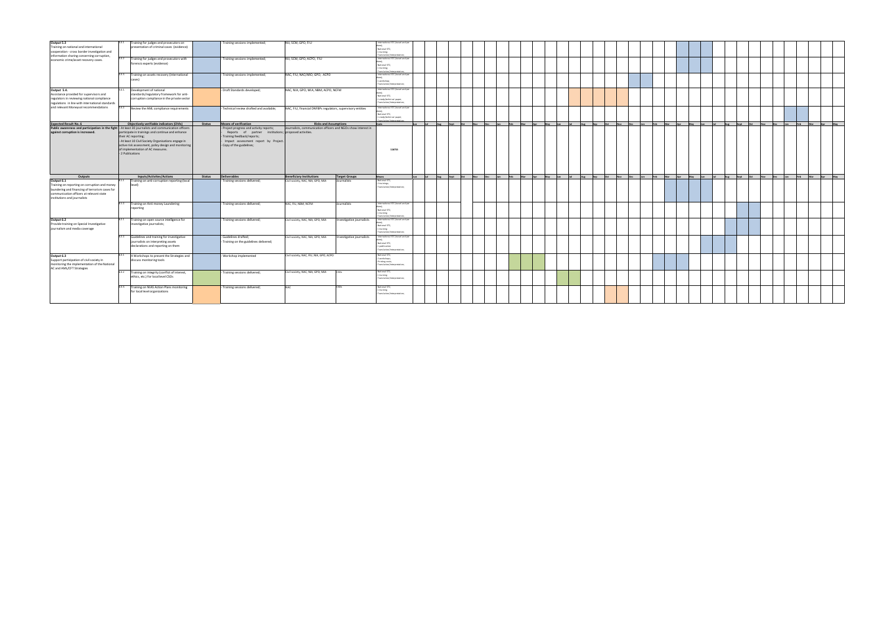| Outputs | | Inputs/Activities/Actions | Status | Deliverables | Beneficiary Institutions | Target Groups | Means |
|---|---|---|---|---|---|---|---|
| **Output 5.3** Training on national and international cooperation - cross border investigation and information sharing concerning corruption, economic crime/asset recovery cases. | 5.3.1 | Training for judges and prosecutors on presentation of criminal cases (evidence) | | - Training sessions implemented; | NIJ, SCM, GPO, FIU | | - International STE (travel and per diem); National STE; 1 training; Translation/interpretation; |
| | 5.3.2 | Training for judges and prosecutors with forensic experts (evidence) | | - Training sessions implemented; | NIJ, SCM, GPO, ACPO, FIU | | - International STE (travel and per diem); National STE; 1 training; Translation/interpretation; |
| | 5.3.3 | Training on assets recovery (international cases) | | - Training sessions implemented; | NAC, FIU, NAC/ARO, GPO, ACPO | | - International STE (travel and per diem); 1 workshop; Translation/interpretation; |
| **Output 5.4.** Assistance provided for supervisors and regulators in reviewing national compliance regulations in line with international standards and relevant Moneyval recommendations | 5.4.1 | Development of national standards/regulatory framework for anti-corruption compliance in the private sector | | - Draft Standards developed; | NAC, NIA, GPO, MIA, NBM, ACPO, NCFM | | - International STE (travel and per diem); National STE; 1 study/technical paper; Translation/interpretation; |
| | 5.4.2 | Review the AML compliance requirements | | - Technical review drafted and available; | NAC, FIU, financial DNFBPs regulators, supervisory entities | | - International STE (travel and per diem); National STE; 1 study/technical paper; Translation/interpretation; |

| Expected Result No. 6 | Objectively verifiable indicators (OVIs) | Status | Means of verification | Risks and Assumptions | Costs |
|---|---|---|---|---|---|
| **Public awareness and participation in the fight against corruption is increased.** | - At least 20 journalists and communication officers participate in trainings and continue and enhance their AC reporting; - At least 10 Civil Society Organisations engage in active risk assessment, policy design and monitoring of implementation of AC measures. - 2 Publications | | - Project progress and activity reports; - Reports of partner institutions; - Training feedback/reports; - Impact assessment report by Project. - Copy of the guidelines; | Journalists, communication officers and NGOs show interest in proposed activities. | 116725 |

| Outputs | | Inputs/Activities/Actions | Status | Deliverables | Beneficiary Institutions | Target Groups | Means |
|---|---|---|---|---|---|---|---|
| **Output 6.1** Training on reporting on corruption and money laundering and financing of terrorism cases for communication officers at relevant state institutions and journalists | 6.1.1 | Training on anti-corruption reporting (local level) | | - Training sessions delivered; | Civil society, NAC, NIA, GPO, MIA | Journalists | - National STE; 2 trainings; Translation/interpretation; |
| | 6.1.2 | Training on Anti-money Laundering reporting | | - Training sessions delivered; | NAC, FIU, NBM, NCFM | Journalists | - International STE (travel and per diem); National STE; 1 training; Translation/interpretation; |
| **Output 6.2** Provide training on Special Investigative journalism and media coverage | 6.2.1 | Training on open source intelligence for investigative journalists; | | - Training sessions delivered; | Civil society, NAC, NIA, GPO, MIA | Investigative journalists | - International STE (travel and per diem); National STE; 1 training; Translation/interpretation; |
| | 6.2.2 | Guidelines and training for investigative journalists on interpreting assets declarations and reporting on them | | - Guidelines drafted; - Training on the guidelines delivered; | Civil society, NAC, NIA, GPO, MIA | Investigative journalists | - International STE (travel and per diem); National STE; 1 publication; Translation/interpretation; |
| **Output 6.3** Support participation of civil society in monitoring the implementation of the National AC and AML/CFT Strategies | 6.3.1 | 4 Workshops to present the Strategies and discuss monitoring tools | | - Workshop implemented | Civil society, NAC, FIU, NIA, GPO, ACPO | | - National STE; 2 workshops; Printing costs; Translation/interpretation; |
| | 6.3.2 | Training on integrity (conflict of interest, ethics, etc.) for local level CSOs | | - Training sessions delivered; | Civil society, NAC, NIA, GPO, MIA | CSOs | - National STE; 1 training; Translation/interpretation; |
| | 6.3.3 | Training on NIAS Action Plans monitoring for local level organizations | | - Training sessions delivered; | NAC | CSOs | - National STE; 1 training; Translation/interpretation; |